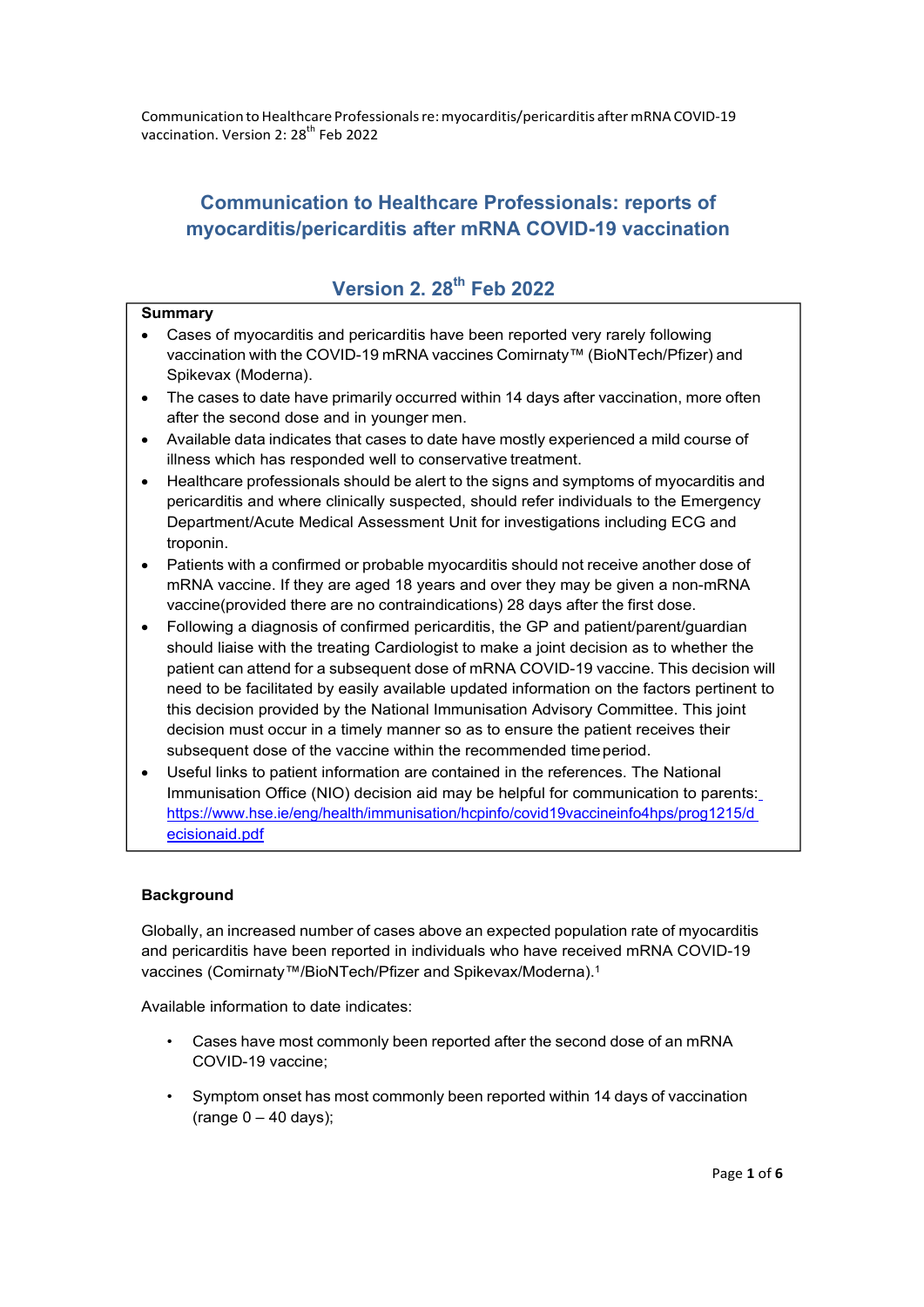# Communication to Healthcare Professionals: reports of myocarditis/pericarditis after mRNA COVID-19 vaccination

## Version 2. 28th Feb 2022

**Summary**

- Cases of myocarditis and pericarditis have been reported very rarely following vaccination with the COVID-19 mRNA vaccines Comirnaty™ (BioNTech/Pfizer) and Spikevax (Moderna).
- The cases to date have primarily occurred within 14 days after vaccination, more often after the second dose and in younger men.
- Available data indicates that cases to date have mostly experienced a mild course of illness which has responded well to conservative treatment.
- Healthcare professionals should be alert to the signs and symptoms of myocarditis and pericarditis and where clinically suspected, should refer individuals to the Emergency Department/Acute Medical Assessment Unit for investigations including ECG and troponin.
- Patients with a confirmed or probable myocarditis should not receive another dose of mRNA vaccine. If they are aged 18 years and over they may be given a non-mRNA vaccine(provided there are no contraindications) 28 days after the first dose.
- Following a diagnosis of confirmed pericarditis, the GP and patient/parent/guardian should liaise with the treating Cardiologist to make a joint decision as to whether the patient can attend for a subsequent dose of mRNA COVID-19 vaccine. This decision will need to be facilitated by easily available updated information on the factors pertinent to this decision provided by the National Immunisation Advisory Committee. This joint decision must occur in a timely manner so as to ensure the patient receives their subsequent dose of the vaccine within the recommended time period.
- Useful links to patient information are contained in the references. The National Immunisation Office (NIO) decision aid may be helpful for communication to parents: https://www.hse.ie/eng/health/immunisation/hcpinfo/covid19vaccineinfo4hps/prog1215/decisionaid.pdf

**Background**

Globally, an increased number of cases above an expected population rate of myocarditis and pericarditis have been reported in individuals who have received mRNA COVID-19 vaccines (Comirnaty™/BioNTech/Pfizer and Spikevax/Moderna).[1]

Available information to date indicates:

- Cases have most commonly been reported after the second dose of an mRNA COVID-19 vaccine;
- Symptom onset has most commonly been reported within 14 days of vaccination (range 0 – 40 days);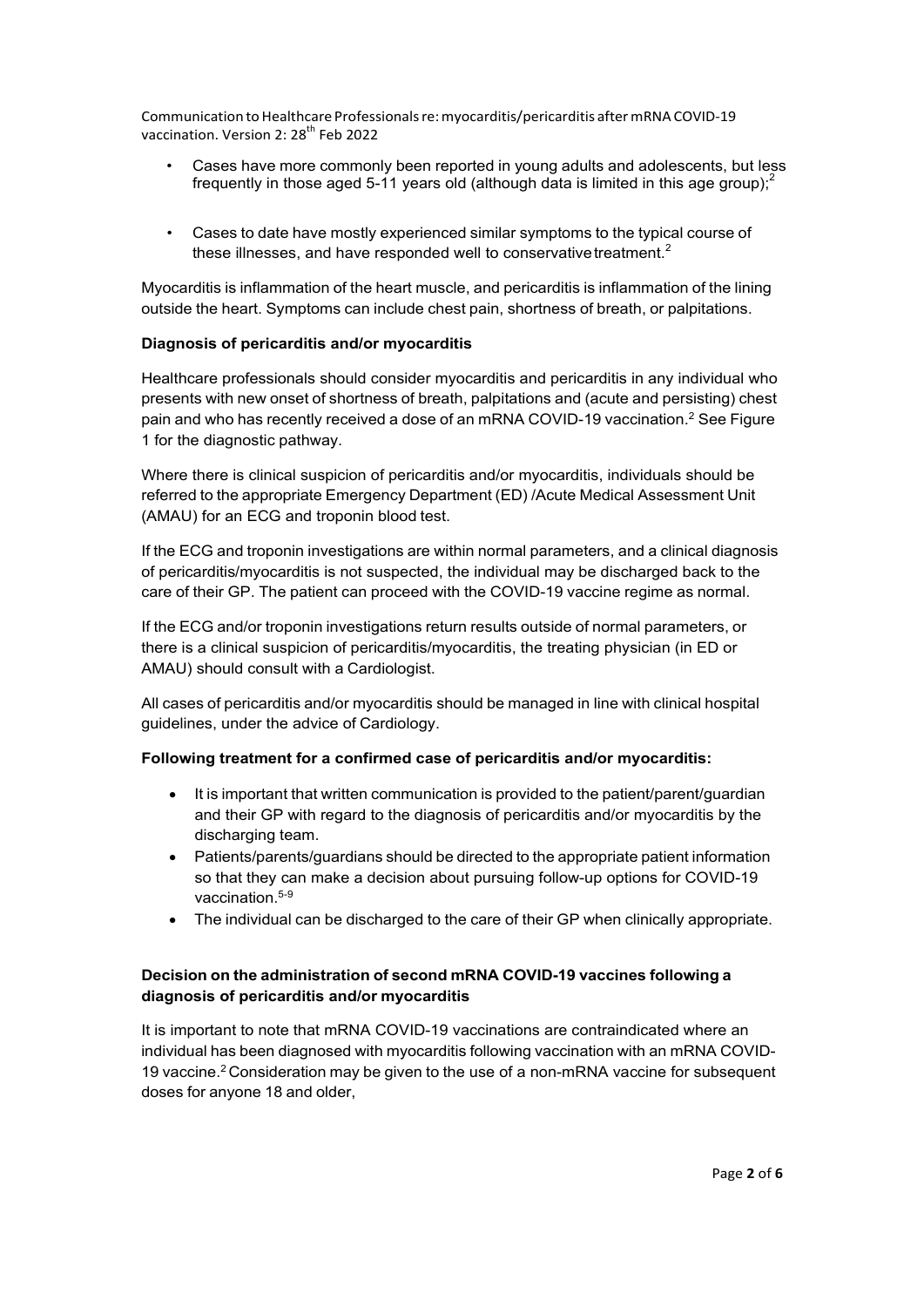- Cases have more commonly been reported in young adults and adolescents, but less frequently in those aged 5-11 years old (although data is limited in this age group);[2]
- Cases to date have mostly experienced similar symptoms to the typical course of these illnesses, and have responded well to conservative treatment.[2]

Myocarditis is inflammation of the heart muscle, and pericarditis is inflammation of the lining outside the heart. Symptoms can include chest pain, shortness of breath, or palpitations.

**Diagnosis of pericarditis and/or myocarditis**

Healthcare professionals should consider myocarditis and pericarditis in any individual who presents with new onset of shortness of breath, palpitations and (acute and persisting) chest pain and who has recently received a dose of an mRNA COVID-19 vaccination.[2] See Figure 1 for the diagnostic pathway.

Where there is clinical suspicion of pericarditis and/or myocarditis, individuals should be referred to the appropriate Emergency Department (ED) /Acute Medical Assessment Unit (AMAU) for an ECG and troponin blood test.

If the ECG and troponin investigations are within normal parameters, and a clinical diagnosis of pericarditis/myocarditis is not suspected, the individual may be discharged back to the care of their GP. The patient can proceed with the COVID-19 vaccine regime as normal.

If the ECG and/or troponin investigations return results outside of normal parameters, or there is a clinical suspicion of pericarditis/myocarditis, the treating physician (in ED or AMAU) should consult with a Cardiologist.

All cases of pericarditis and/or myocarditis should be managed in line with clinical hospital guidelines, under the advice of Cardiology.

**Following treatment for a confirmed case of pericarditis and/or myocarditis:**

- It is important that written communication is provided to the patient/parent/guardian and their GP with regard to the diagnosis of pericarditis and/or myocarditis by the discharging team.
- Patients/parents/guardians should be directed to the appropriate patient information so that they can make a decision about pursuing follow-up options for COVID-19 vaccination.[5-9]
- The individual can be discharged to the care of their GP when clinically appropriate.

**Decision on the administration of second mRNA COVID-19 vaccines following a diagnosis of pericarditis and/or myocarditis**

It is important to note that mRNA COVID-19 vaccinations are contraindicated where an individual has been diagnosed with myocarditis following vaccination with an mRNA COVID-19 vaccine.[2] Consideration may be given to the use of a non-mRNA vaccine for subsequent doses for anyone 18 and older,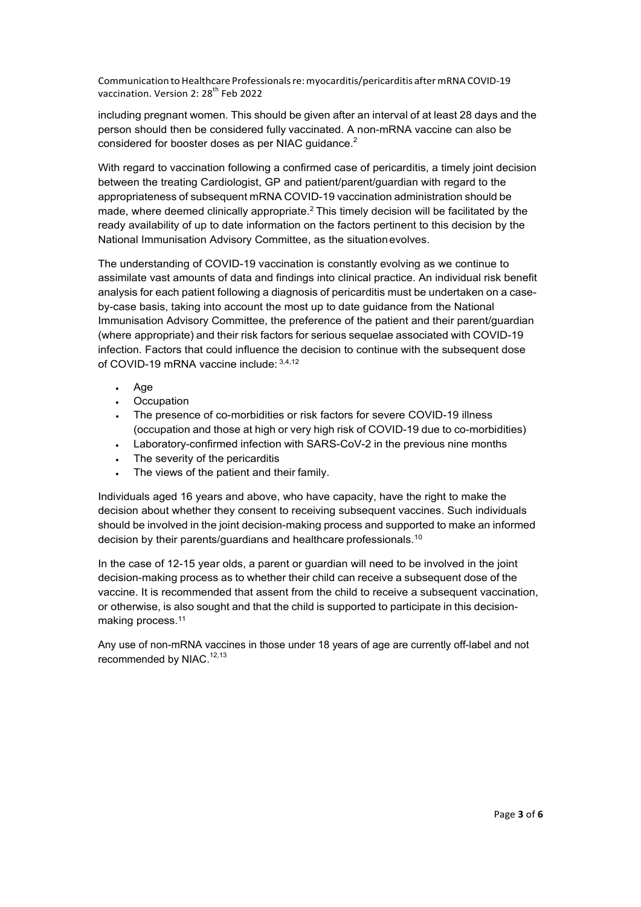including pregnant women. This should be given after an interval of at least 28 days and the person should then be considered fully vaccinated. A non-mRNA vaccine can also be considered for booster doses as per NIAC guidance.[2]

With regard to vaccination following a confirmed case of pericarditis, a timely joint decision between the treating Cardiologist, GP and patient/parent/guardian with regard to the appropriateness of subsequent mRNA COVID-19 vaccination administration should be made, where deemed clinically appropriate.[2] This timely decision will be facilitated by the ready availability of up to date information on the factors pertinent to this decision by the National Immunisation Advisory Committee, as the situation evolves.

The understanding of COVID-19 vaccination is constantly evolving as we continue to assimilate vast amounts of data and findings into clinical practice. An individual risk benefit analysis for each patient following a diagnosis of pericarditis must be undertaken on a case-by-case basis, taking into account the most up to date guidance from the National Immunisation Advisory Committee, the preference of the patient and their parent/guardian (where appropriate) and their risk factors for serious sequelae associated with COVID-19 infection. Factors that could influence the decision to continue with the subsequent dose of COVID-19 mRNA vaccine include: [3,4,12]

- Age
- Occupation
- The presence of co-morbidities or risk factors for severe COVID-19 illness (occupation and those at high or very high risk of COVID-19 due to co-morbidities)
- Laboratory-confirmed infection with SARS-CoV-2 in the previous nine months
- The severity of the pericarditis
- The views of the patient and their family.

Individuals aged 16 years and above, who have capacity, have the right to make the decision about whether they consent to receiving subsequent vaccines. Such individuals should be involved in the joint decision-making process and supported to make an informed decision by their parents/guardians and healthcare professionals.[10]

In the case of 12-15 year olds, a parent or guardian will need to be involved in the joint decision-making process as to whether their child can receive a subsequent dose of the vaccine. It is recommended that assent from the child to receive a subsequent vaccination, or otherwise, is also sought and that the child is supported to participate in this decision-making process.[11]

Any use of non-mRNA vaccines in those under 18 years of age are currently off-label and not recommended by NIAC.[12,13]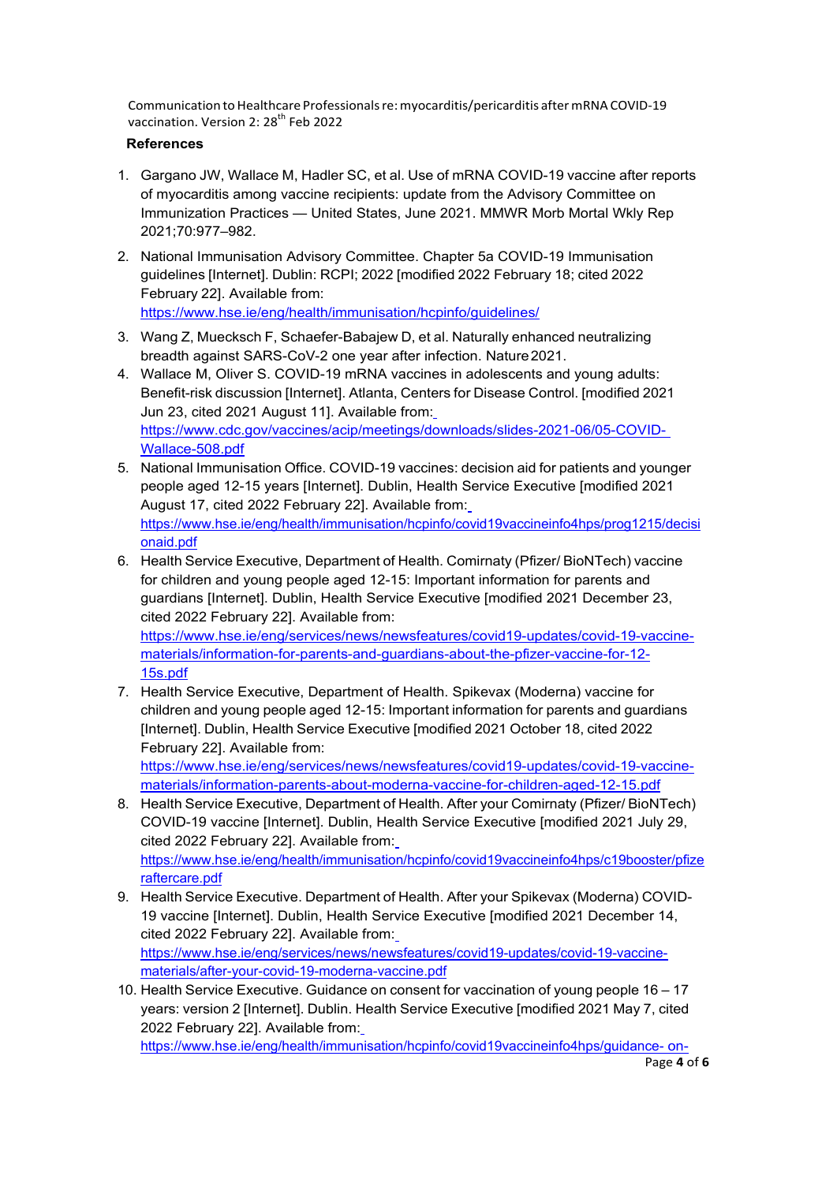## References

1. Gargano JW, Wallace M, Hadler SC, et al. Use of mRNA COVID-19 vaccine after reports of myocarditis among vaccine recipients: update from the Advisory Committee on Immunization Practices — United States, June 2021. MMWR Morb Mortal Wkly Rep 2021;70:977–982.
2. National Immunisation Advisory Committee. Chapter 5a COVID-19 Immunisation guidelines [Internet]. Dublin: RCPI; 2022 [modified 2022 February 18; cited 2022 February 22]. Available from: https://www.hse.ie/eng/health/immunisation/hcpinfo/guidelines/
3. Wang Z, Muecksch F, Schaefer-Babajew D, et al. Naturally enhanced neutralizing breadth against SARS-CoV-2 one year after infection. Nature 2021.
4. Wallace M, Oliver S. COVID-19 mRNA vaccines in adolescents and young adults: Benefit-risk discussion [Internet]. Atlanta, Centers for Disease Control. [modified 2021 Jun 23, cited 2021 August 11]. Available from: https://www.cdc.gov/vaccines/acip/meetings/downloads/slides-2021-06/05-COVID-Wallace-508.pdf
5. National Immunisation Office. COVID-19 vaccines: decision aid for patients and younger people aged 12-15 years [Internet]. Dublin, Health Service Executive [modified 2021 August 17, cited 2022 February 22]. Available from: https://www.hse.ie/eng/health/immunisation/hcpinfo/covid19vaccineinfo4hps/prog1215/decisionaid.pdf
6. Health Service Executive, Department of Health. Comirnaty (Pfizer/ BioNTech) vaccine for children and young people aged 12-15: Important information for parents and guardians [Internet]. Dublin, Health Service Executive [modified 2021 December 23, cited 2022 February 22]. Available from: https://www.hse.ie/eng/services/news/newsfeatures/covid19-updates/covid-19-vaccine-materials/information-for-parents-and-guardians-about-the-pfizer-vaccine-for-12-15s.pdf
7. Health Service Executive, Department of Health. Spikevax (Moderna) vaccine for children and young people aged 12-15: Important information for parents and guardians [Internet]. Dublin, Health Service Executive [modified 2021 October 18, cited 2022 February 22]. Available from: https://www.hse.ie/eng/services/news/newsfeatures/covid19-updates/covid-19-vaccine-materials/information-parents-about-moderna-vaccine-for-children-aged-12-15.pdf
8. Health Service Executive, Department of Health. After your Comirnaty (Pfizer/ BioNTech) COVID-19 vaccine [Internet]. Dublin, Health Service Executive [modified 2021 July 29, cited 2022 February 22]. Available from: https://www.hse.ie/eng/health/immunisation/hcpinfo/covid19vaccineinfo4hps/c19booster/pfizeraftercare.pdf
9. Health Service Executive. Department of Health. After your Spikevax (Moderna) COVID-19 vaccine [Internet]. Dublin, Health Service Executive [modified 2021 December 14, cited 2022 February 22]. Available from: https://www.hse.ie/eng/services/news/newsfeatures/covid19-updates/covid-19-vaccine-materials/after-your-covid-19-moderna-vaccine.pdf
10. Health Service Executive. Guidance on consent for vaccination of young people 16 – 17 years: version 2 [Internet]. Dublin. Health Service Executive [modified 2021 May 7, cited 2022 February 22]. Available from: https://www.hse.ie/eng/health/immunisation/hcpinfo/covid19vaccineinfo4hps/guidance- on-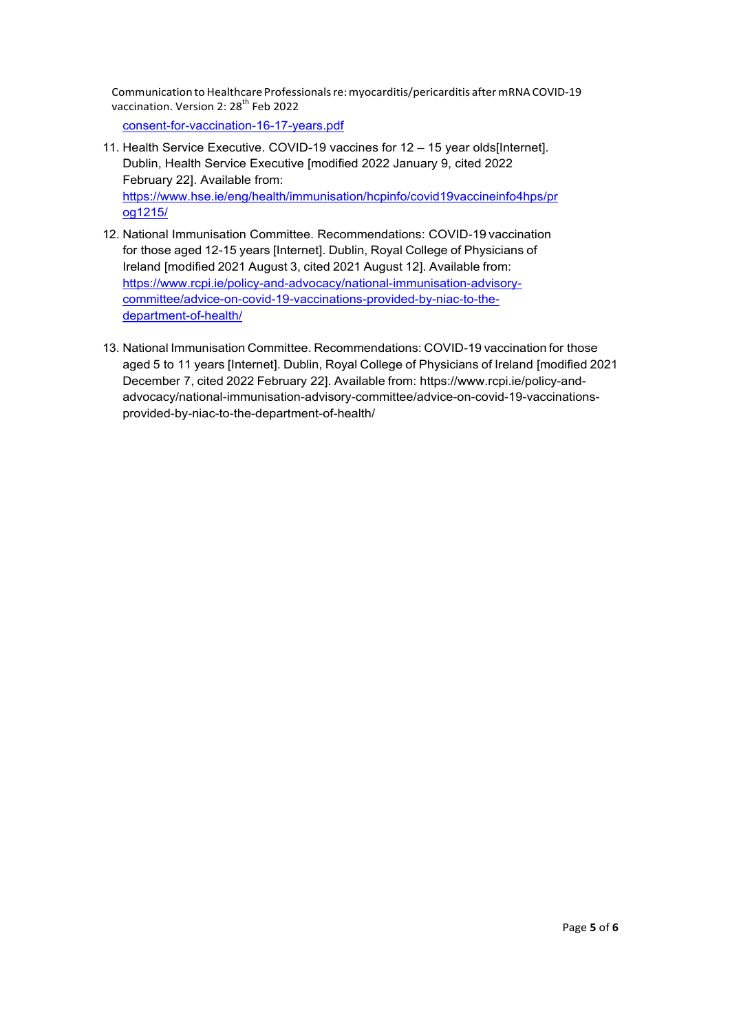consent-for-vaccination-16-17-years.pdf

11. Health Service Executive. COVID-19 vaccines for 12 – 15 year olds[Internet]. Dublin, Health Service Executive [modified 2022 January 9, cited 2022 February 22]. Available from: https://www.hse.ie/eng/health/immunisation/hcpinfo/covid19vaccineinfo4hps/prog1215/
12. National Immunisation Committee. Recommendations: COVID-19 vaccination for those aged 12-15 years [Internet]. Dublin, Royal College of Physicians of Ireland [modified 2021 August 3, cited 2021 August 12]. Available from: https://www.rcpi.ie/policy-and-advocacy/national-immunisation-advisory-committee/advice-on-covid-19-vaccinations-provided-by-niac-to-the-department-of-health/
13. National Immunisation Committee. Recommendations: COVID-19 vaccination for those aged 5 to 11 years [Internet]. Dublin, Royal College of Physicians of Ireland [modified 2021 December 7, cited 2022 February 22]. Available from: https://www.rcpi.ie/policy-and-advocacy/national-immunisation-advisory-committee/advice-on-covid-19-vaccinations-provided-by-niac-to-the-department-of-health/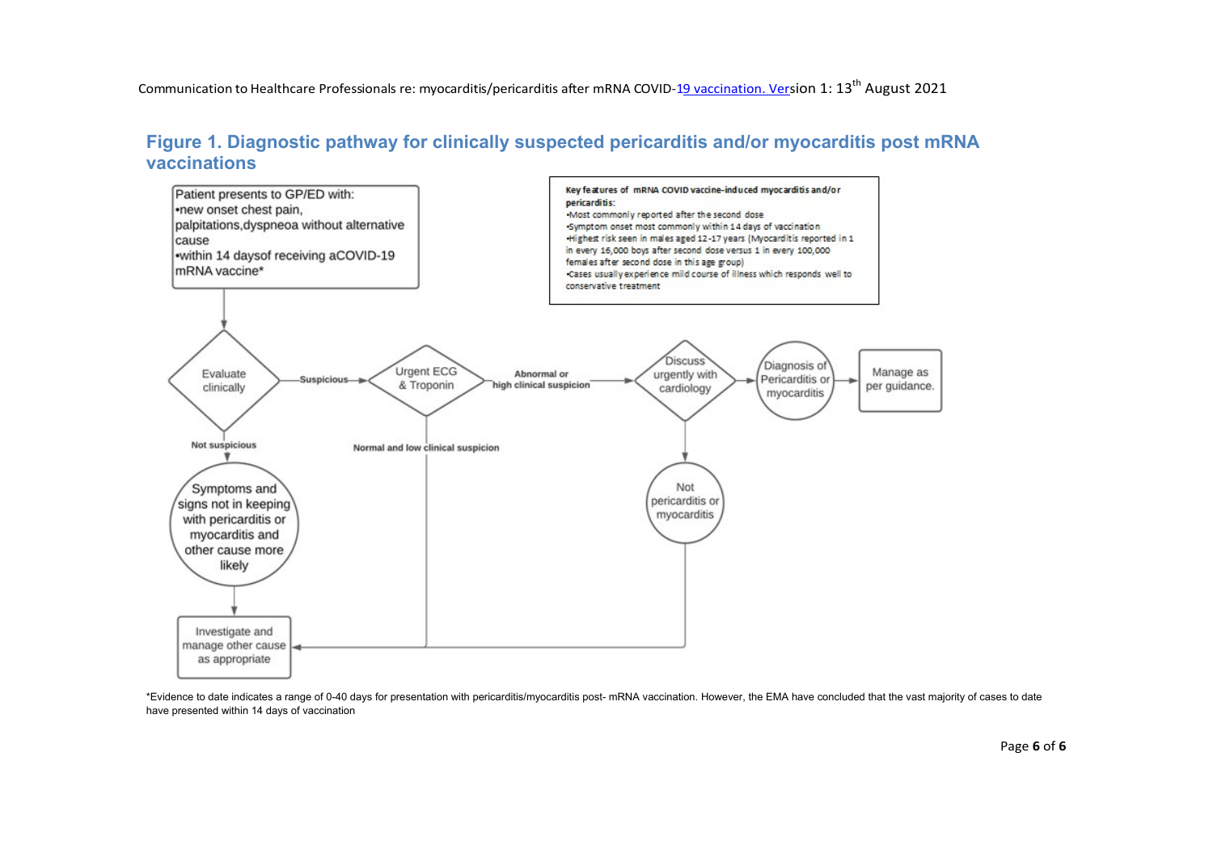## Figure 1. Diagnostic pathway for clinically suspected pericarditis and/or myocarditis post mRNA vaccinations

Patient presents to GP/ED with:
•new onset chest pain, palpitations,dyspneoa without alternative cause
•within 14 daysof receiving aCOVID-19 mRNA vaccine*

**Key features of mRNA COVID vaccine-induced myocarditis and/or pericarditis:**
•Most commonly reported after the second dose
•Symptom onset most commonly within 14 days of vaccination
•Highest risk seen in males aged 12-17 years (Myocarditis reported in 1 in every 16,000 boys after second dose versus 1 in every 100,000 females after second dose in this age group)
•Cases usually experience mild course of illness which responds well to conservative treatment

Evaluate clinically

Suspicious

Urgent ECG & Troponin

Abnormal or high clinical suspicion

Discuss urgently with cardiology

Diagnosis of Pericarditis or myocarditis

Manage as per guidance.

Not suspicious

Symptoms and signs not in keeping with pericarditis or myocarditis and other cause more likely

Normal and low clinical suspicion

Not pericarditis or myocarditis

Investigate and manage other cause as appropriate

*Evidence to date indicates a range of 0-40 days for presentation with pericarditis/myocarditis post- mRNA vaccination. However, the EMA have concluded that the vast majority of cases to date have presented within 14 days of vaccination